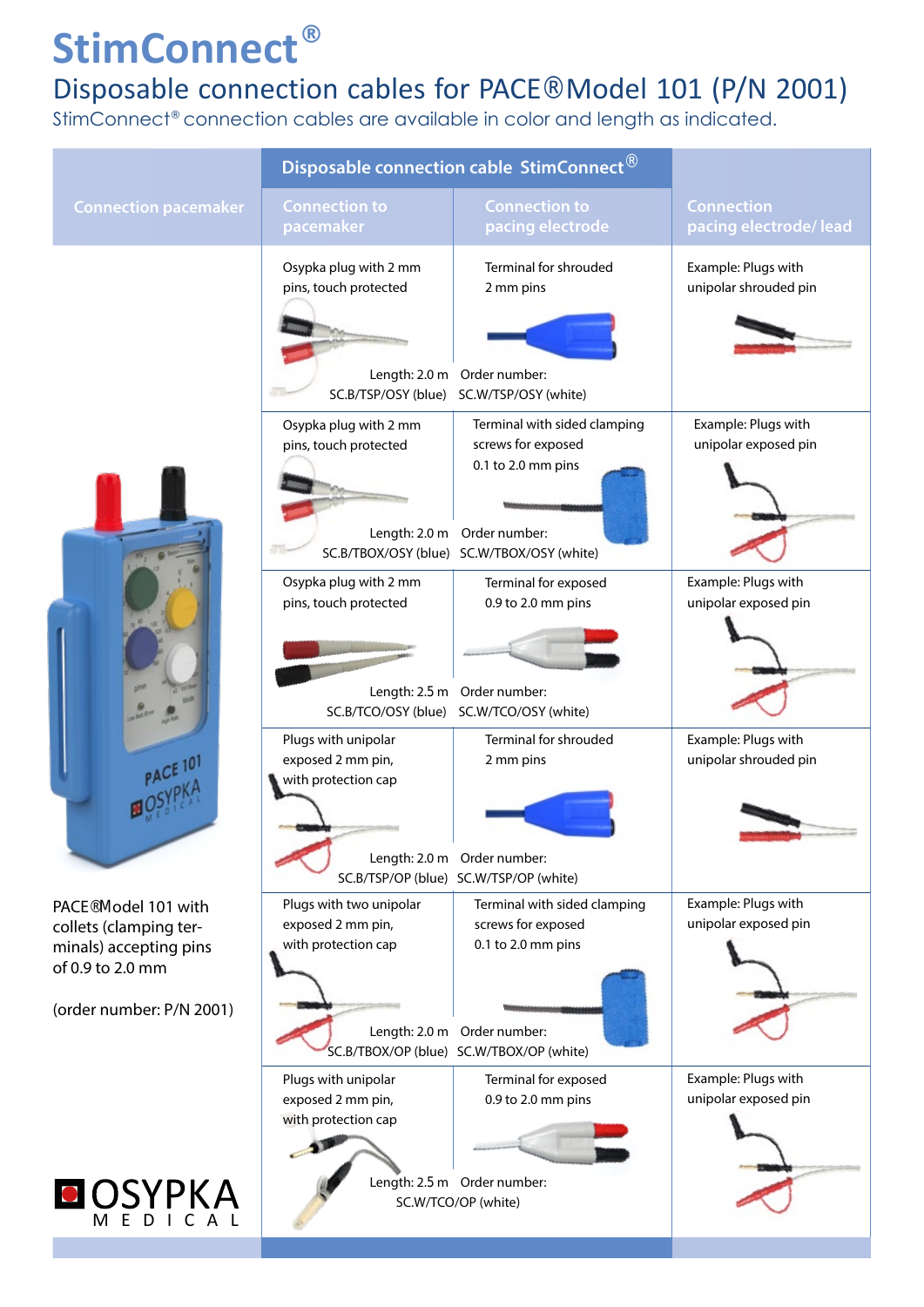# StimConnect®

## Disposable connection cables for PACE®Model 101 (P/N 2001)

StimConnect® connection cables are available in color and length as indicated.

| Connection pacemaker | Disposable connection cable StimConnect® | | Connection pacing electrode/ lead |
|---|---|---|---|
| | **Connection to pacemaker** | **Connection to pacing electrode** | |
| | Osypka plug with 2 mm pins, touch protected<br>Length: 2.0 m<br>SC.B/TSP/OSY (blue) | Terminal for shrouded 2 mm pins<br>Order number:<br>SC.W/TSP/OSY (white) | Example: Plugs with unipolar shrouded pin |
| | Osypka plug with 2 mm pins, touch protected<br>Length: 2.0 m<br>SC.B/TBOX/OSY (blue) | Terminal with sided clamping screws for exposed 0.1 to 2.0 mm pins<br>Order number:<br>SC.W/TBOX/OSY (white) | Example: Plugs with unipolar exposed pin |
| | Osypka plug with 2 mm pins, touch protected<br>Length: 2.5 m<br>SC.B/TCO/OSY (blue) | Terminal for exposed 0.9 to 2.0 mm pins<br>Order number:<br>SC.W/TCO/OSY (white) | Example: Plugs with unipolar exposed pin |
| | Plugs with unipolar exposed 2 mm pin, with protection cap<br>Length: 2.0 m<br>SC.B/TSP/OP (blue) | Terminal for shrouded 2 mm pins<br>Order number:<br>SC.W/TSP/OP (white) | Example: Plugs with unipolar shrouded pin |
| PACE®Model 101 with collets (clamping terminals) accepting pins of 0.9 to 2.0 mm<br><br>(order number: P/N 2001) | Plugs with two unipolar exposed 2 mm pin, with protection cap<br>Length: 2.0 m<br>SC.B/TBOX/OP (blue) | Terminal with sided clamping screws for exposed 0.1 to 2.0 mm pins<br>Order number:<br>SC.W/TBOX/OP (white) | Example: Plugs with unipolar exposed pin |
| | Plugs with unipolar exposed 2 mm pin, with protection cap<br>Length: 2.5 m | Terminal for exposed 0.9 to 2.0 mm pins<br>Order number:<br>SC.W/TCO/OP (white) | Example: Plugs with unipolar exposed pin |

OSYPKA MEDICAL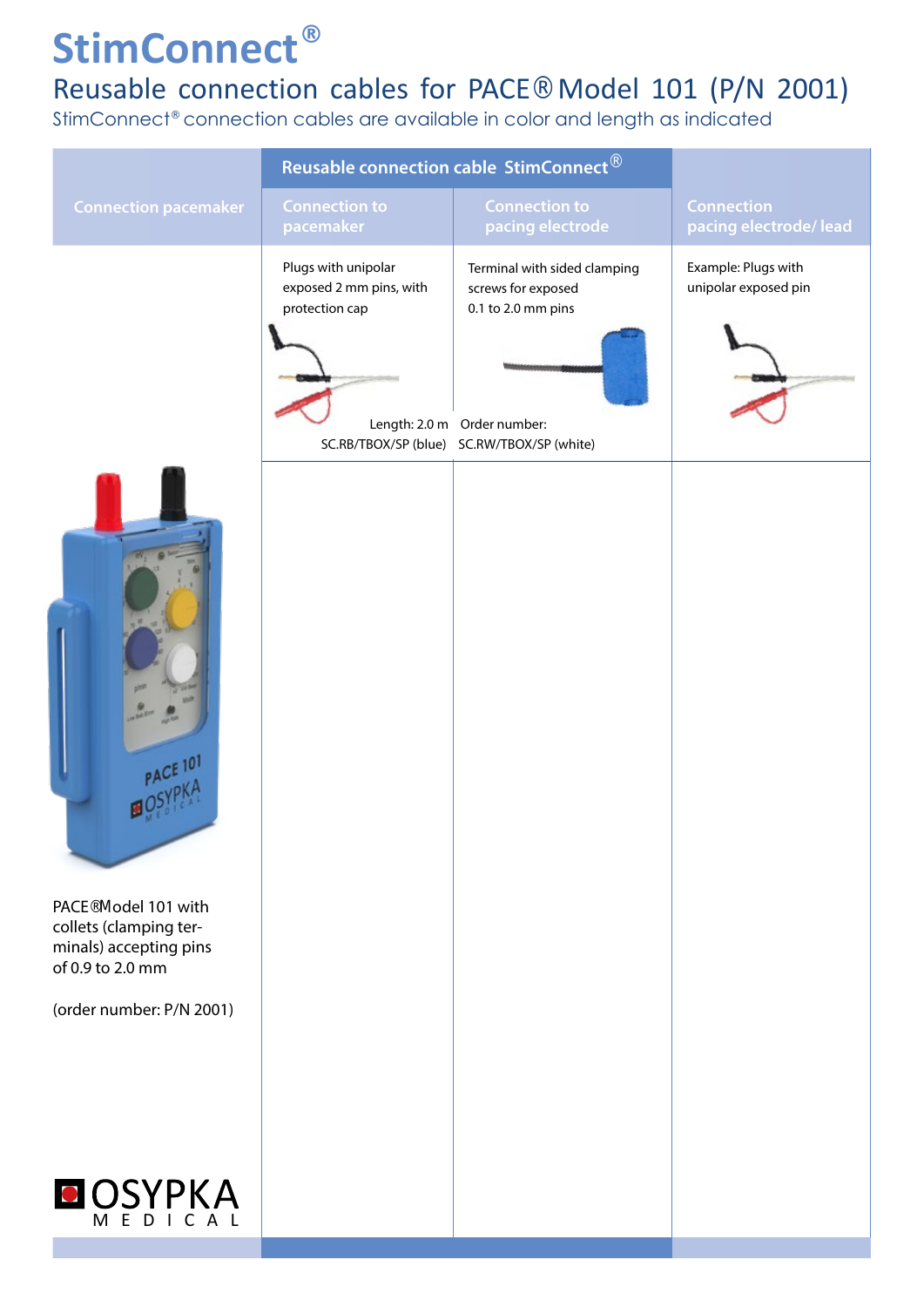# StimConnect®

## Reusable connection cables for PACE® Model 101 (P/N 2001)

StimConnect® connection cables are available in color and length as indicated

| Connection pacemaker | Reusable connection cable StimConnect® | | Connection pacing electrode/ lead |
|---|---|---|---|
| | Connection to pacemaker | Connection to pacing electrode | |
| PACE® Model 101 with collets (clamping terminals) accepting pins of 0.9 to 2.0 mm<br><br>(order number: P/N 2001) | Plugs with unipolar exposed 2 mm pins, with protection cap<br><br>Length: 2.0 m<br>SC.RB/TBOX/SP (blue) | Terminal with sided clamping screws for exposed 0.1 to 2.0 mm pins<br><br>Order number:<br>SC.RW/TBOX/SP (white) | Example: Plugs with unipolar exposed pin |

OSYPKA MEDICAL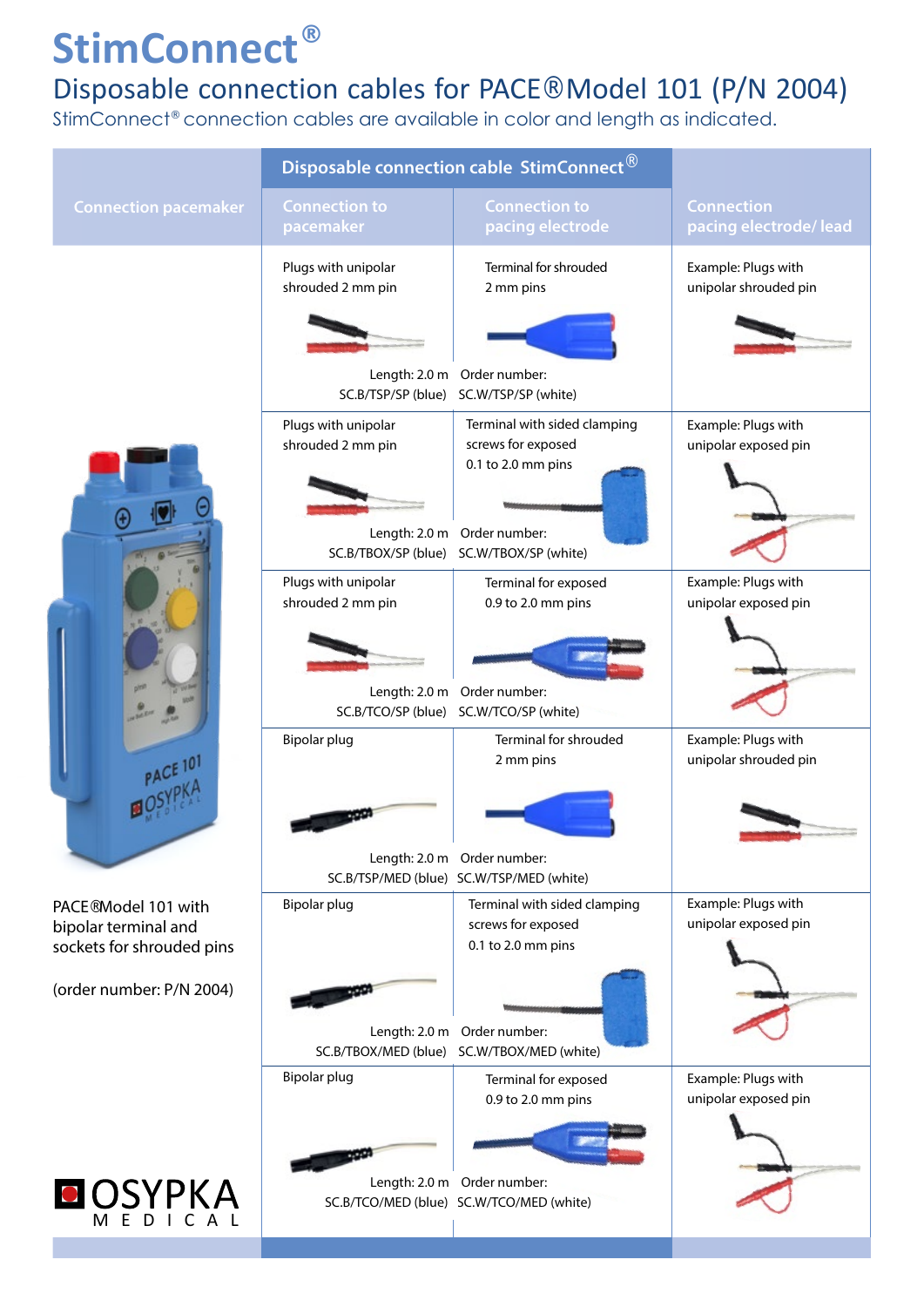# StimConnect®

## Disposable connection cables for PACE®Model 101 (P/N 2004)

StimConnect® connection cables are available in color and length as indicated.

| Connection pacemaker | Disposable connection cable StimConnect® | | Connection pacing electrode/ lead |
|---|---|---|---|
| | Connection to pacemaker | Connection to pacing electrode | |
| PACE®Model 101 with bipolar terminal and sockets for shrouded pins (order number: P/N 2004) | Plugs with unipolar shrouded 2 mm pin<br>Length: 2.0 m<br>SC.B/TSP/SP (blue) | Terminal for shrouded 2 mm pins<br>Order number:<br>SC.W/TSP/SP (white) | Example: Plugs with unipolar shrouded pin |
| | Plugs with unipolar shrouded 2 mm pin<br>Length: 2.0 m<br>SC.B/TBOX/SP (blue) | Terminal with sided clamping screws for exposed 0.1 to 2.0 mm pins<br>Order number:<br>SC.W/TBOX/SP (white) | Example: Plugs with unipolar exposed pin |
| | Plugs with unipolar shrouded 2 mm pin<br>Length: 2.0 m<br>SC.B/TCO/SP (blue) | Terminal for exposed 0.9 to 2.0 mm pins<br>Order number:<br>SC.W/TCO/SP (white) | Example: Plugs with unipolar exposed pin |
| | Bipolar plug<br>Length: 2.0 m<br>SC.B/TSP/MED (blue) | Terminal for shrouded 2 mm pins<br>Order number:<br>SC.W/TSP/MED (white) | Example: Plugs with unipolar shrouded pin |
| | Bipolar plug<br>Length: 2.0 m<br>SC.B/TBOX/MED (blue) | Terminal with sided clamping screws for exposed 0.1 to 2.0 mm pins<br>Order number:<br>SC.W/TBOX/MED (white) | Example: Plugs with unipolar exposed pin |
| | Bipolar plug<br>Length: 2.0 m<br>SC.B/TCO/MED (blue) | Terminal for exposed 0.9 to 2.0 mm pins<br>Order number:<br>SC.W/TCO/MED (white) | Example: Plugs with unipolar exposed pin |

OSYPKA MEDICAL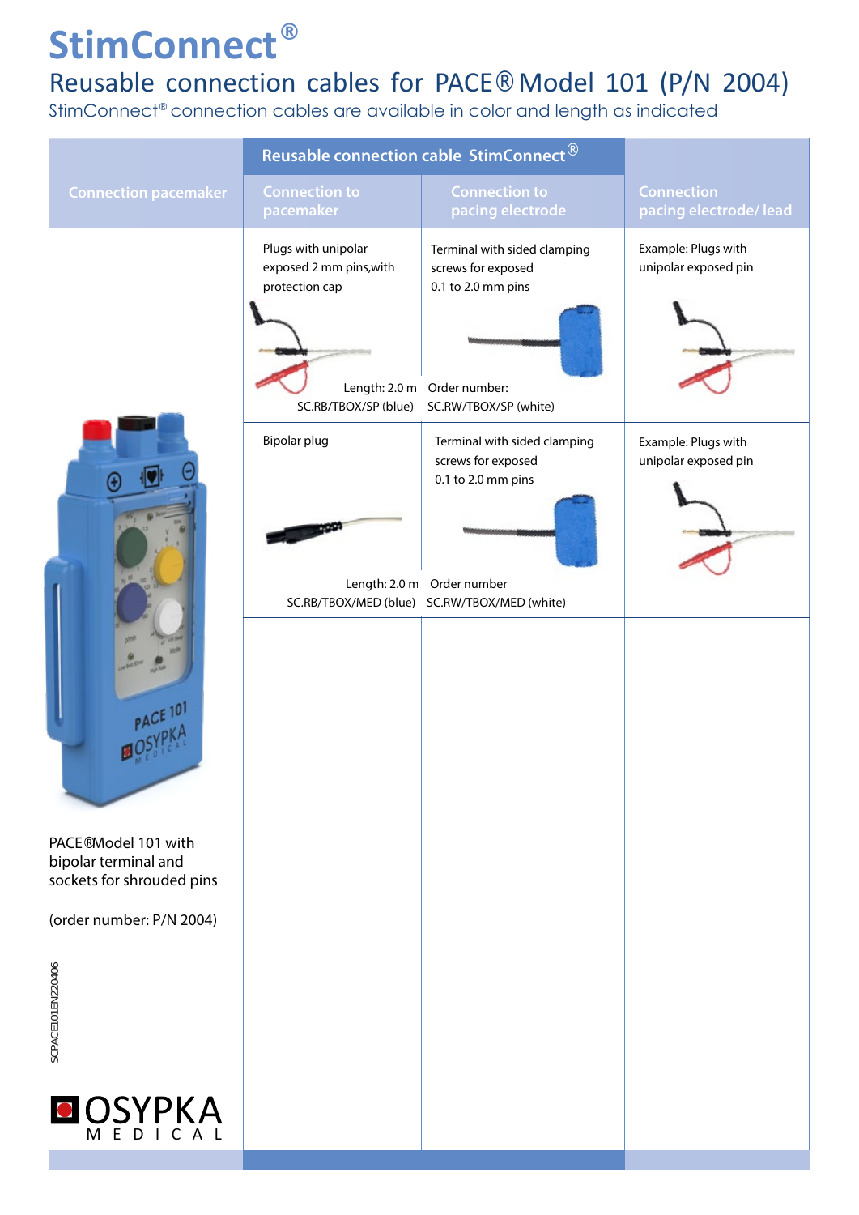# StimConnect®

## Reusable connection cables for PACE® Model 101 (P/N 2004)

StimConnect® connection cables are available in color and length as indicated

| Connection pacemaker | Reusable connection cable StimConnect® | | Connection pacing electrode/ lead |
|---|---|---|---|
| | Connection to pacemaker | Connection to pacing electrode | |
| PACE®Model 101 with bipolar terminal and sockets for shrouded pins (order number: P/N 2004) | Plugs with unipolar exposed 2 mm pins,with protection cap<br>Length: 2.0 m<br>SC.RB/TBOX/SP (blue) | Terminal with sided clamping screws for exposed 0.1 to 2.0 mm pins<br>Order number:<br>SC.RW/TBOX/SP (white) | Example: Plugs with unipolar exposed pin |
| | Bipolar plug<br>Length: 2.0 m<br>SC.RB/TBOX/MED (blue) | Terminal with sided clamping screws for exposed 0.1 to 2.0 mm pins<br>Order number<br>SC.RW/TBOX/MED (white) | Example: Plugs with unipolar exposed pin |

SCPACE101EN220406

OSYPKA MEDICAL